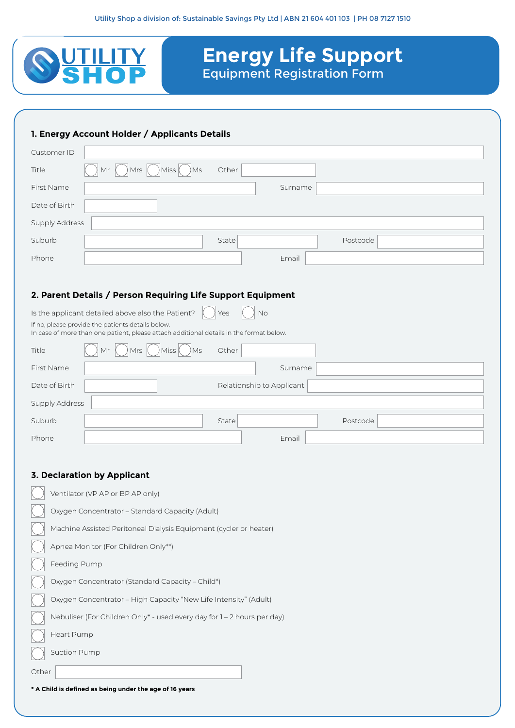Utility Shop a division of: Sustainable Savings Pty Ltd | ABN 21 604 401 103 | PH 08 7127 1510

UTILITY SHOP

# Energy Life Support
## Equipment Registration Form

### 1. Energy Account Holder / Applicants Details

Customer ID

Title ◯ Mr ◯ Mrs ◯ Miss ◯ Ms Other

First Name Surname

Date of Birth

Supply Address

Suburb State Postcode

Phone Email

### 2. Parent Details / Person Requiring Life Support Equipment

Is the applicant detailed above also the Patient? ◯ Yes ◯ No

If no, please provide the patients details below.
In case of more than one patient, please attach additional details in the format below.

Title ◯ Mr ◯ Mrs ◯ Miss ◯ Ms Other

First Name Surname

Date of Birth Relationship to Applicant

Supply Address

Suburb State Postcode

Phone Email

### 3. Declaration by Applicant

- ◯ Ventilator (VP AP or BP AP only)
- ◯ Oxygen Concentrator – Standard Capacity (Adult)
- ◯ Machine Assisted Peritoneal Dialysis Equipment (cycler or heater)
- ◯ Apnea Monitor (For Children Only**)
- ◯ Feeding Pump
- ◯ Oxygen Concentrator (Standard Capacity – Child*)
- ◯ Oxygen Concentrator – High Capacity "New Life Intensity" (Adult)
- ◯ Nebuliser (For Children Only* - used every day for 1 – 2 hours per day)
- ◯ Heart Pump
- ◯ Suction Pump

Other

**\* A Child is defined as being under the age of 16 years**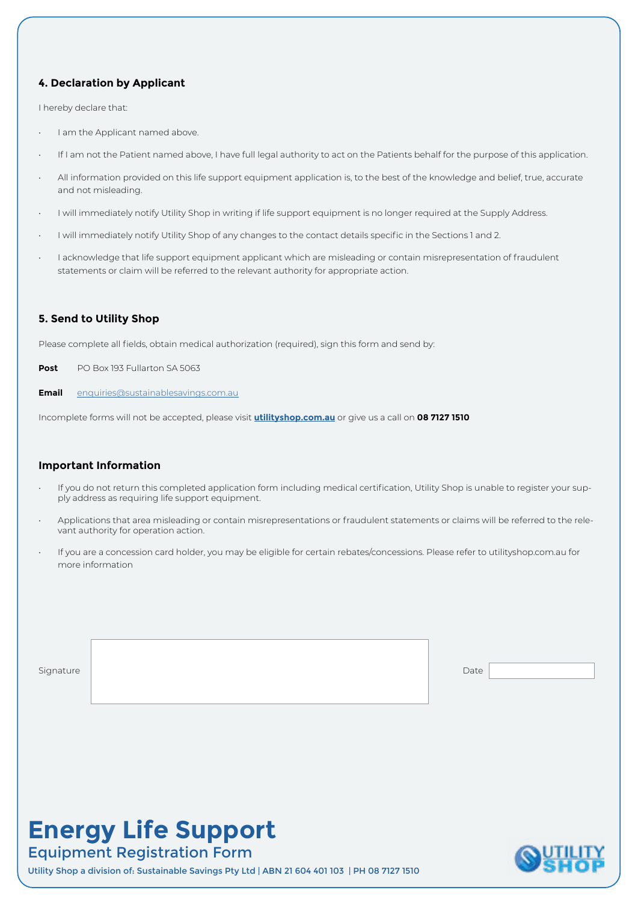## 4. Declaration by Applicant

I hereby declare that:

- I am the Applicant named above.
- If I am not the Patient named above, I have full legal authority to act on the Patients behalf for the purpose of this application.
- All information provided on this life support equipment application is, to the best of the knowledge and belief, true, accurate and not misleading.
- I will immediately notify Utility Shop in writing if life support equipment is no longer required at the Supply Address.
- I will immediately notify Utility Shop of any changes to the contact details specific in the Sections 1 and 2.
- I acknowledge that life support equipment applicant which are misleading or contain misrepresentation of fraudulent statements or claim will be referred to the relevant authority for appropriate action.

## 5. Send to Utility Shop

Please complete all fields, obtain medical authorization (required), sign this form and send by:

**Post** PO Box 193 Fullarton SA 5063

**Email** enquiries@sustainablesavings.com.au

Incomplete forms will not be accepted, please visit **utilityshop.com.au** or give us a call on **08 7127 1510**

## Important Information

- If you do not return this completed application form including medical certification, Utility Shop is unable to register your supply address as requiring life support equipment.
- Applications that area misleading or contain misrepresentations or fraudulent statements or claims will be referred to the relevant authority for operation action.
- If you are a concession card holder, you may be eligible for certain rebates/concessions. Please refer to utilityshop.com.au for more information

Signature

Date

# Energy Life Support

## Equipment Registration Form

Utility Shop a division of: Sustainable Savings Pty Ltd | ABN 21 604 401 103 | PH 08 7127 1510